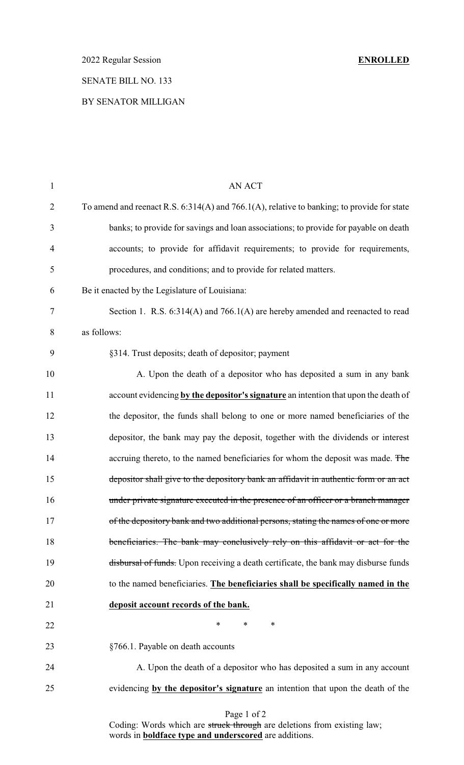2022 Regular Session **ENROLLED**

SENATE BILL NO. 133

BY SENATOR MILLIGAN

AN ACT

To amend and reenact R.S. 6:314(A) and 766.1(A), relative to banking; to provide for state banks; to provide for savings and loan associations; to provide for payable on death accounts; to provide for affidavit requirements; to provide for requirements, procedures, and conditions; and to provide for related matters.

Be it enacted by the Legislature of Louisiana:

Section 1. R.S. 6:314(A) and 766.1(A) are hereby amended and reenacted to read as follows:

§314. Trust deposits; death of depositor; payment

A. Upon the death of a depositor who has deposited a sum in any bank account evidencing **by the depositor's signature** an intention that upon the death of the depositor, the funds shall belong to one or more named beneficiaries of the depositor, the bank may pay the deposit, together with the dividends or interest accruing thereto, to the named beneficiaries for whom the deposit was made. ~~The depositor shall give to the depository bank an affidavit in authentic form or an act under private signature executed in the presence of an officer or a branch manager of the depository bank and two additional persons, stating the names of one or more beneficiaries. The bank may conclusively rely on this affidavit or act for the disbursal of funds.~~ Upon receiving a death certificate, the bank may disburse funds to the named beneficiaries. **The beneficiaries shall be specifically named in the deposit account records of the bank.**

\* \* \*

§766.1. Payable on death accounts

A. Upon the death of a depositor who has deposited a sum in any account evidencing **by the depositor's signature** an intention that upon the death of the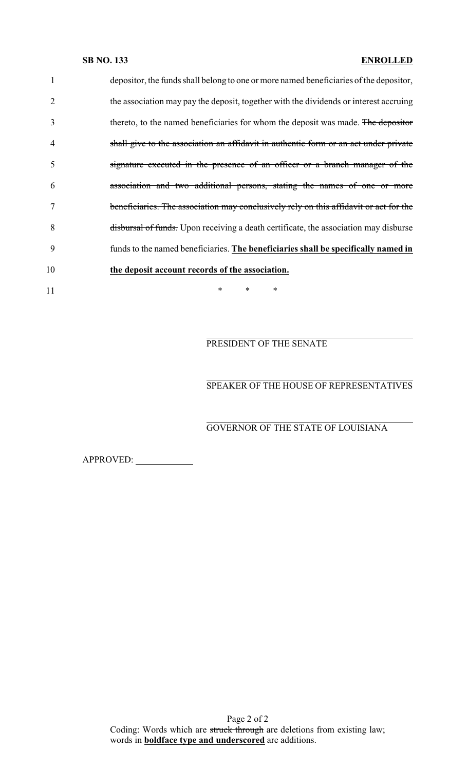depositor, the funds shall belong to one or more named beneficiaries of the depositor, the association may pay the deposit, together with the dividends or interest accruing thereto, to the named beneficiaries for whom the deposit was made. ~~The depositor shall give to the association an affidavit in authentic form or an act under private signature executed in the presence of an officer or a branch manager of the association and two additional persons, stating the names of one or more beneficiaries. The association may conclusively rely on this affidavit or act for the disbursal of funds.~~ Upon receiving a death certificate, the association may disburse funds to the named beneficiaries. <u>**The beneficiaries shall be specifically named in the deposit account records of the association.**</u>

\* \* \*

PRESIDENT OF THE SENATE

SPEAKER OF THE HOUSE OF REPRESENTATIVES

GOVERNOR OF THE STATE OF LOUISIANA

APPROVED: ____________

Coding: Words which are ~~struck through~~ are deletions from existing law; words in <u>**boldface type and underscored**</u> are additions.